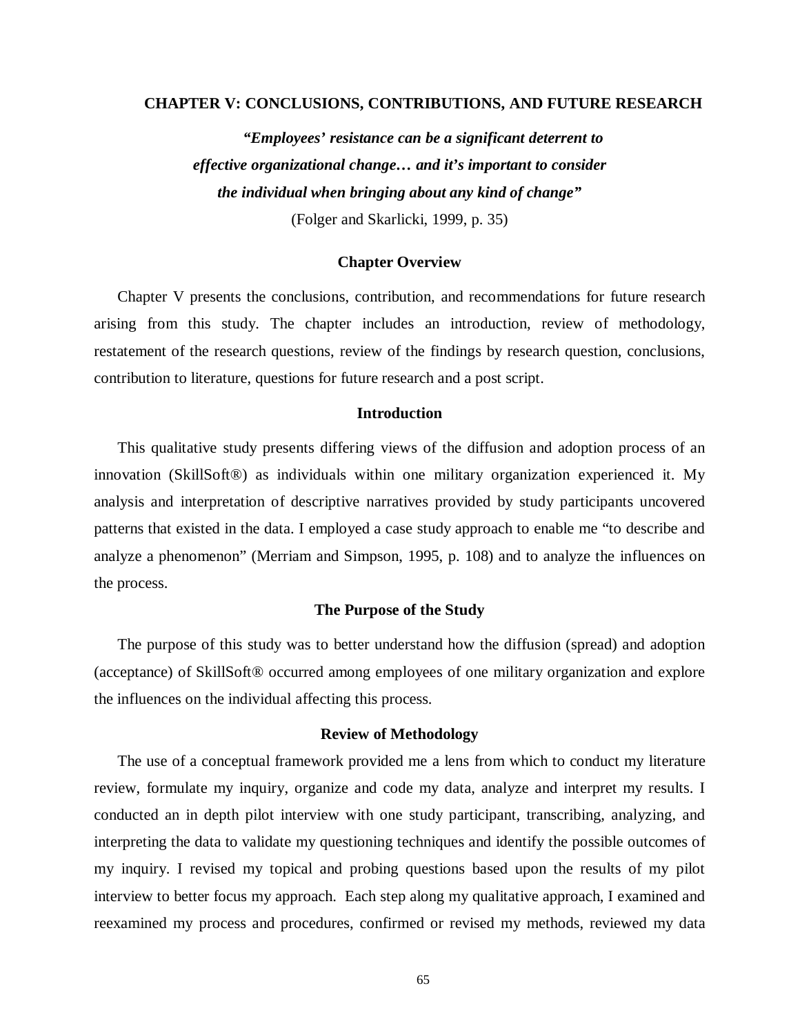# CHAPTER V: CONCLUSIONS, CONTRIBUTIONS, AND FUTURE RESEARCH

***"Employees' resistance can be a significant deterrent to effective organizational change… and it's important to consider the individual when bringing about any kind of change"***
(Folger and Skarlicki, 1999, p. 35)

## Chapter Overview

Chapter V presents the conclusions, contribution, and recommendations for future research arising from this study. The chapter includes an introduction, review of methodology, restatement of the research questions, review of the findings by research question, conclusions, contribution to literature, questions for future research and a post script.

## Introduction

This qualitative study presents differing views of the diffusion and adoption process of an innovation (SkillSoft®) as individuals within one military organization experienced it. My analysis and interpretation of descriptive narratives provided by study participants uncovered patterns that existed in the data. I employed a case study approach to enable me "to describe and analyze a phenomenon" (Merriam and Simpson, 1995, p. 108) and to analyze the influences on the process.

## The Purpose of the Study

The purpose of this study was to better understand how the diffusion (spread) and adoption (acceptance) of SkillSoft® occurred among employees of one military organization and explore the influences on the individual affecting this process.

## Review of Methodology

The use of a conceptual framework provided me a lens from which to conduct my literature review, formulate my inquiry, organize and code my data, analyze and interpret my results. I conducted an in depth pilot interview with one study participant, transcribing, analyzing, and interpreting the data to validate my questioning techniques and identify the possible outcomes of my inquiry. I revised my topical and probing questions based upon the results of my pilot interview to better focus my approach. Each step along my qualitative approach, I examined and reexamined my process and procedures, confirmed or revised my methods, reviewed my data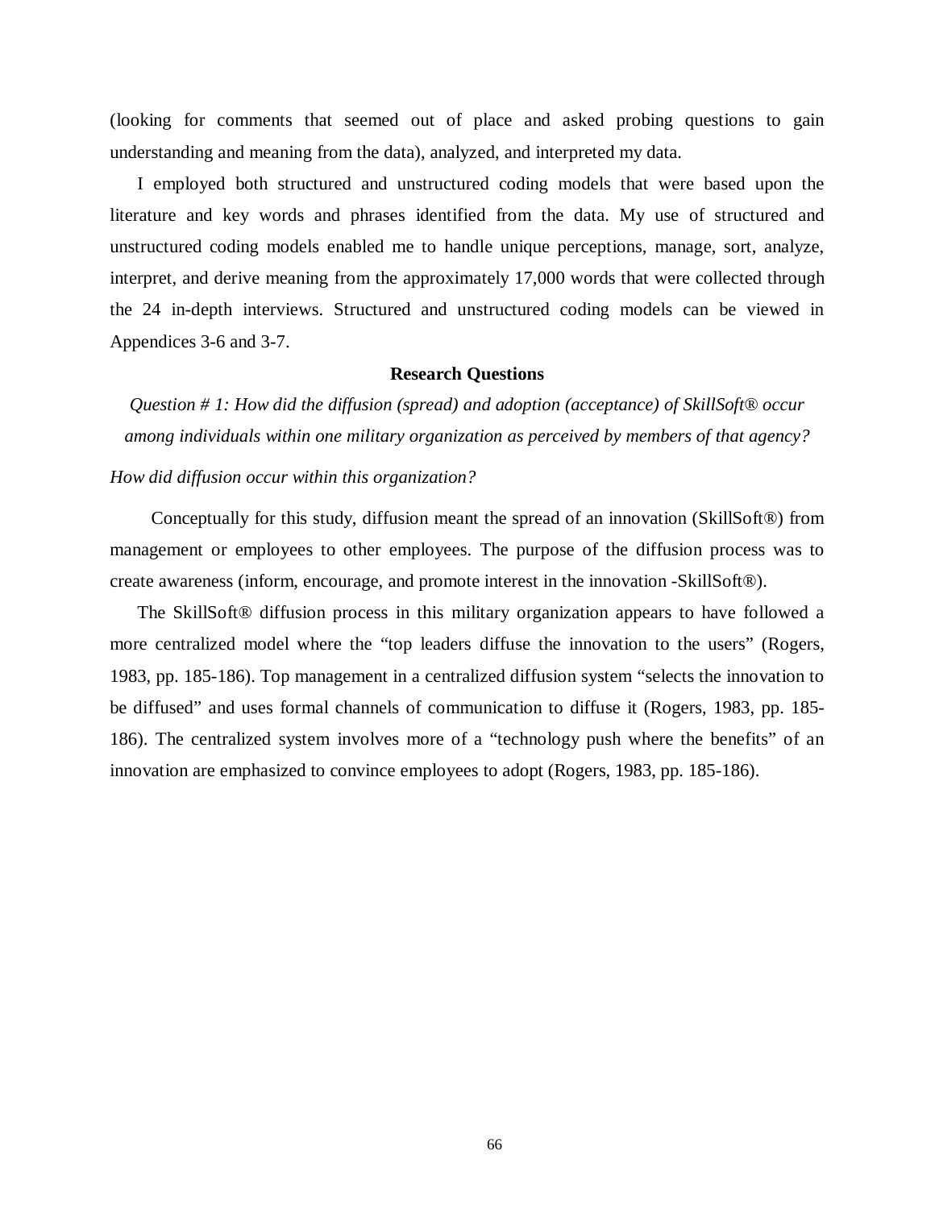(looking for comments that seemed out of place and asked probing questions to gain understanding and meaning from the data), analyzed, and interpreted my data.

I employed both structured and unstructured coding models that were based upon the literature and key words and phrases identified from the data. My use of structured and unstructured coding models enabled me to handle unique perceptions, manage, sort, analyze, interpret, and derive meaning from the approximately 17,000 words that were collected through the 24 in-depth interviews. Structured and unstructured coding models can be viewed in Appendices 3-6 and 3-7.

## Research Questions

*Question # 1: How did the diffusion (spread) and adoption (acceptance) of SkillSoft® occur among individuals within one military organization as perceived by members of that agency?*

*How did diffusion occur within this organization?*

Conceptually for this study, diffusion meant the spread of an innovation (SkillSoft®) from management or employees to other employees. The purpose of the diffusion process was to create awareness (inform, encourage, and promote interest in the innovation -SkillSoft®).

The SkillSoft® diffusion process in this military organization appears to have followed a more centralized model where the "top leaders diffuse the innovation to the users" (Rogers, 1983, pp. 185-186). Top management in a centralized diffusion system "selects the innovation to be diffused" and uses formal channels of communication to diffuse it (Rogers, 1983, pp. 185-186). The centralized system involves more of a "technology push where the benefits" of an innovation are emphasized to convince employees to adopt (Rogers, 1983, pp. 185-186).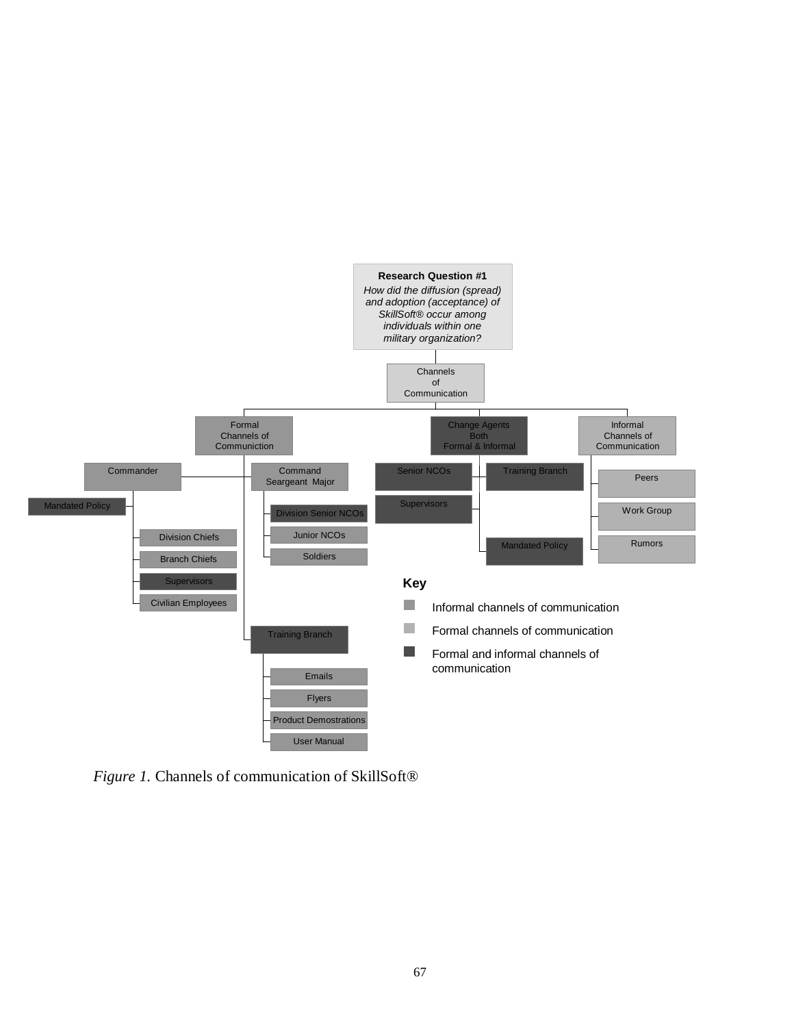**Research Question #1**
*How did the diffusion (spread) and adoption (acceptance) of SkillSoft® occur among individuals within one military organization?*

- Channels of Communication
  - Formal Channels of Communiction
    - Commander
      - Mandated Policy
      - Division Chiefs
      - Branch Chiefs
      - Supervisors
      - Civilian Employees
    - Command Seargeant Major
      - Division Senior NCOs
      - Junior NCOs
      - Soldiers
    - Training Branch
      - Emails
      - Flyers
      - Product Demostrations
      - User Manual
  - Change Agents Both Formal & Informal
    - Senior NCOs
    - Supervisors
    - Training Branch
    - Mandated Policy
  - Informal Channels of Communication
    - Peers
    - Work Group
    - Rumors

**Key**

- Informal channels of communication
- Formal channels of communication
- Formal and informal channels of communication

*Figure 1.* Channels of communication of SkillSoft®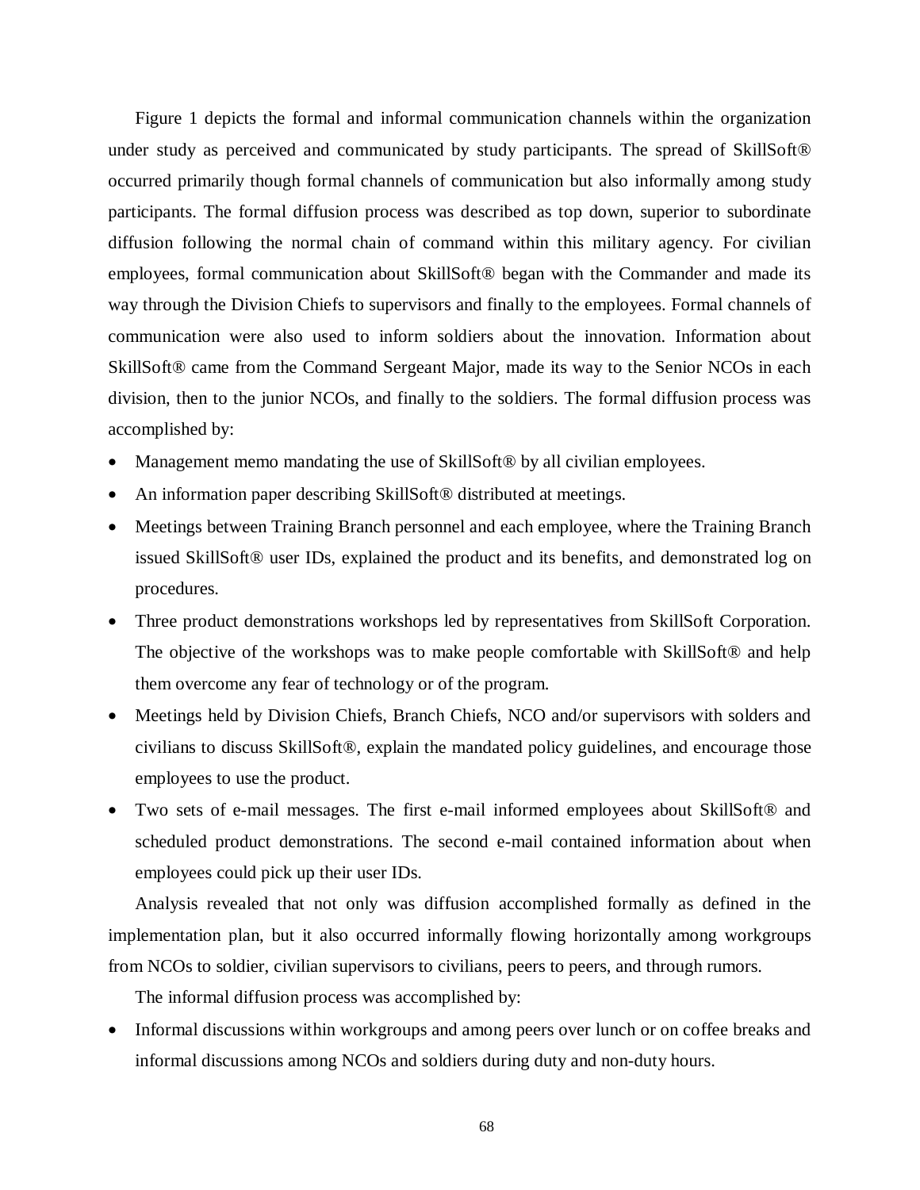Figure 1 depicts the formal and informal communication channels within the organization under study as perceived and communicated by study participants. The spread of SkillSoft® occurred primarily though formal channels of communication but also informally among study participants. The formal diffusion process was described as top down, superior to subordinate diffusion following the normal chain of command within this military agency. For civilian employees, formal communication about SkillSoft® began with the Commander and made its way through the Division Chiefs to supervisors and finally to the employees. Formal channels of communication were also used to inform soldiers about the innovation. Information about SkillSoft® came from the Command Sergeant Major, made its way to the Senior NCOs in each division, then to the junior NCOs, and finally to the soldiers. The formal diffusion process was accomplished by:

- Management memo mandating the use of SkillSoft® by all civilian employees.
- An information paper describing SkillSoft® distributed at meetings.
- Meetings between Training Branch personnel and each employee, where the Training Branch issued SkillSoft® user IDs, explained the product and its benefits, and demonstrated log on procedures.
- Three product demonstrations workshops led by representatives from SkillSoft Corporation. The objective of the workshops was to make people comfortable with SkillSoft® and help them overcome any fear of technology or of the program.
- Meetings held by Division Chiefs, Branch Chiefs, NCO and/or supervisors with solders and civilians to discuss SkillSoft®, explain the mandated policy guidelines, and encourage those employees to use the product.
- Two sets of e-mail messages. The first e-mail informed employees about SkillSoft® and scheduled product demonstrations. The second e-mail contained information about when employees could pick up their user IDs.

Analysis revealed that not only was diffusion accomplished formally as defined in the implementation plan, but it also occurred informally flowing horizontally among workgroups from NCOs to soldier, civilian supervisors to civilians, peers to peers, and through rumors.

The informal diffusion process was accomplished by:

- Informal discussions within workgroups and among peers over lunch or on coffee breaks and informal discussions among NCOs and soldiers during duty and non-duty hours.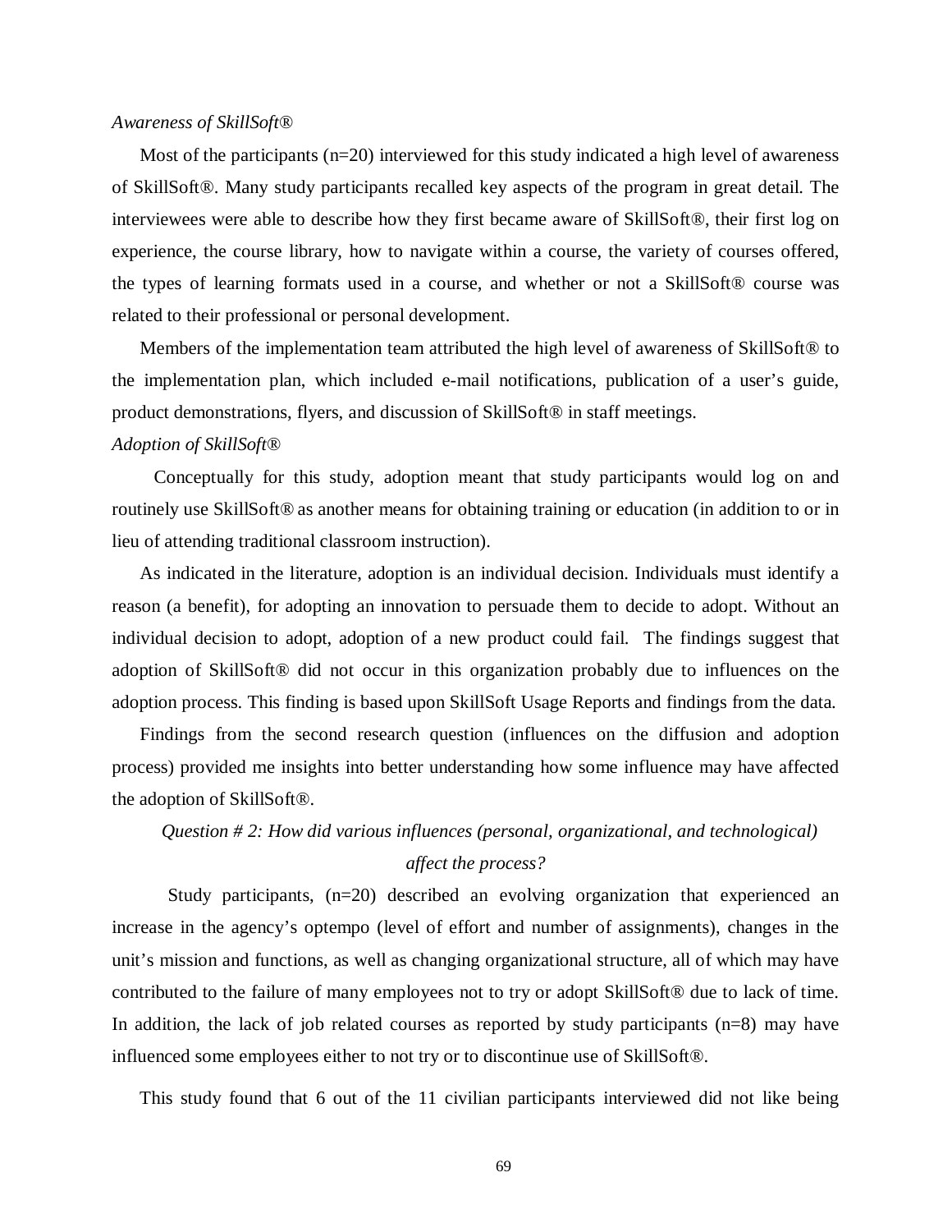*Awareness of SkillSoft®*

Most of the participants (n=20) interviewed for this study indicated a high level of awareness of SkillSoft®. Many study participants recalled key aspects of the program in great detail. The interviewees were able to describe how they first became aware of SkillSoft®, their first log on experience, the course library, how to navigate within a course, the variety of courses offered, the types of learning formats used in a course, and whether or not a SkillSoft® course was related to their professional or personal development.

Members of the implementation team attributed the high level of awareness of SkillSoft® to the implementation plan, which included e-mail notifications, publication of a user's guide, product demonstrations, flyers, and discussion of SkillSoft® in staff meetings.

*Adoption of SkillSoft®*

Conceptually for this study, adoption meant that study participants would log on and routinely use SkillSoft® as another means for obtaining training or education (in addition to or in lieu of attending traditional classroom instruction).

As indicated in the literature, adoption is an individual decision. Individuals must identify a reason (a benefit), for adopting an innovation to persuade them to decide to adopt. Without an individual decision to adopt, adoption of a new product could fail. The findings suggest that adoption of SkillSoft® did not occur in this organization probably due to influences on the adoption process. This finding is based upon SkillSoft Usage Reports and findings from the data.

Findings from the second research question (influences on the diffusion and adoption process) provided me insights into better understanding how some influence may have affected the adoption of SkillSoft®.

*Question # 2: How did various influences (personal, organizational, and technological) affect the process?*

Study participants, (n=20) described an evolving organization that experienced an increase in the agency's optempo (level of effort and number of assignments), changes in the unit's mission and functions, as well as changing organizational structure, all of which may have contributed to the failure of many employees not to try or adopt SkillSoft® due to lack of time. In addition, the lack of job related courses as reported by study participants (n=8) may have influenced some employees either to not try or to discontinue use of SkillSoft®.

This study found that 6 out of the 11 civilian participants interviewed did not like being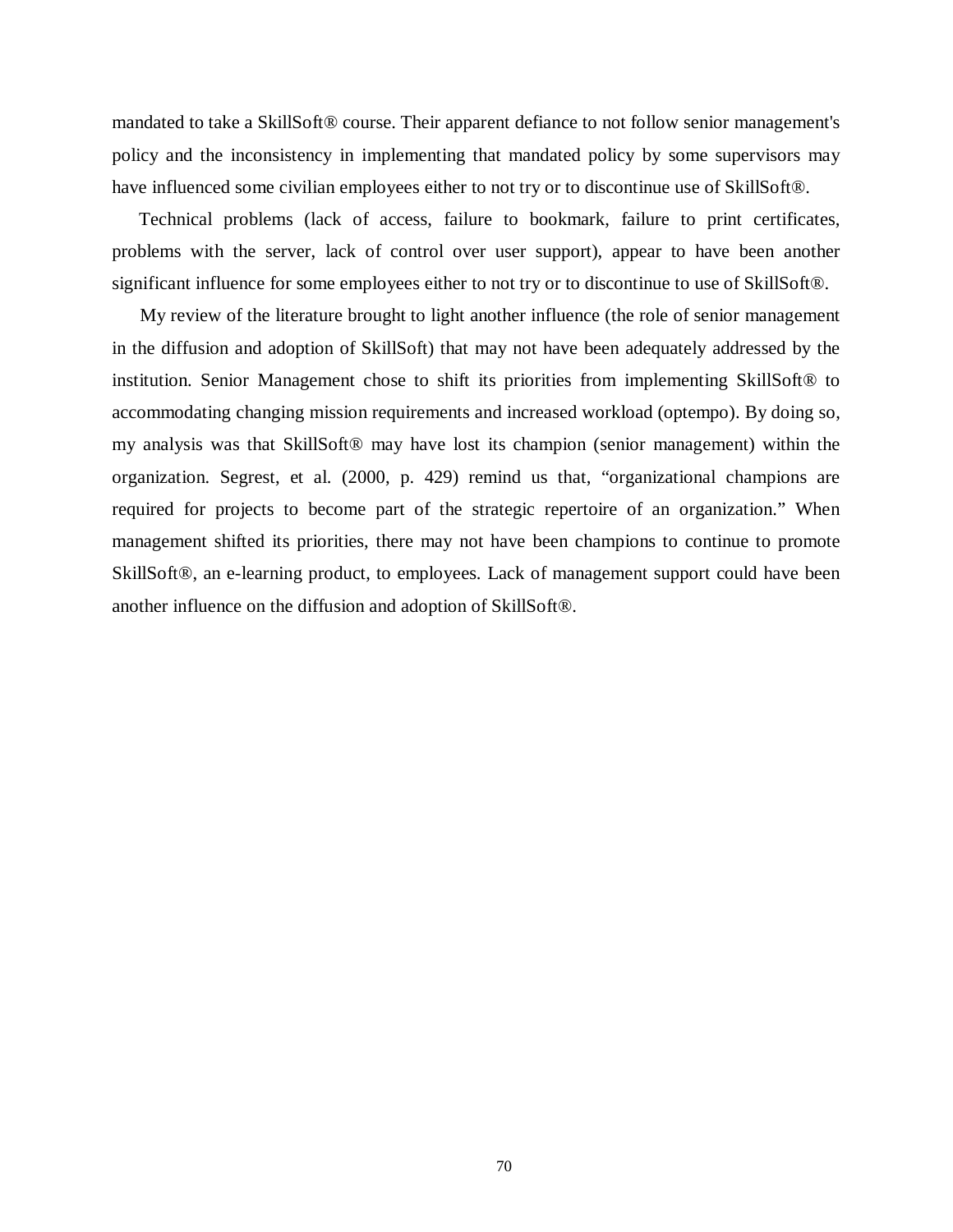mandated to take a SkillSoft® course. Their apparent defiance to not follow senior management's policy and the inconsistency in implementing that mandated policy by some supervisors may have influenced some civilian employees either to not try or to discontinue use of SkillSoft®.

Technical problems (lack of access, failure to bookmark, failure to print certificates, problems with the server, lack of control over user support), appear to have been another significant influence for some employees either to not try or to discontinue to use of SkillSoft®.

My review of the literature brought to light another influence (the role of senior management in the diffusion and adoption of SkillSoft) that may not have been adequately addressed by the institution. Senior Management chose to shift its priorities from implementing SkillSoft® to accommodating changing mission requirements and increased workload (optempo). By doing so, my analysis was that SkillSoft® may have lost its champion (senior management) within the organization. Segrest, et al. (2000, p. 429) remind us that, "organizational champions are required for projects to become part of the strategic repertoire of an organization." When management shifted its priorities, there may not have been champions to continue to promote SkillSoft®, an e-learning product, to employees. Lack of management support could have been another influence on the diffusion and adoption of SkillSoft®.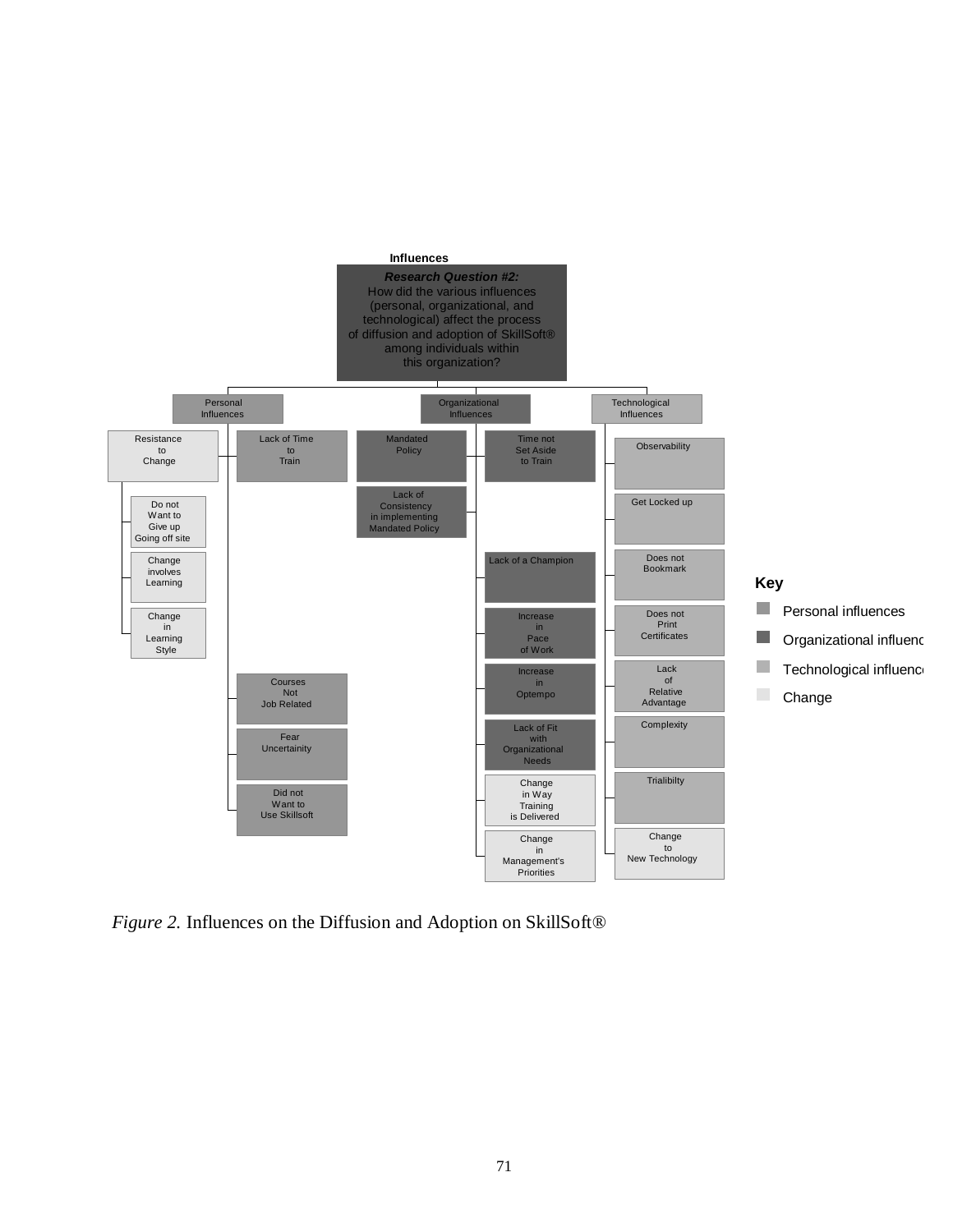**Influences**

***Research Question #2:***
How did the various influences (personal, organizational, and technological) affect the process of diffusion and adoption of SkillSoft® among individuals within this organization?

- **Personal Influences**
  - Resistance to Change
    - Do not Want to Give up Going off site
    - Change involves Learning
    - Change in Learning Style
  - Lack of Time to Train
  - Courses Not Job Related
  - Fear Uncertainity
  - Did not Want to Use Skillsoft
- **Organizational Influences**
  - Mandated Policy
  - Lack of Consistency in implementing Mandated Policy
  - Time not Set Aside to Train
  - Lack of a Champion
  - Increase in Pace of Work
  - Increase in Optempo
  - Lack of Fit with Organizational Needs
  - Change in Way Training is Delivered
  - Change in Management's Priorities
- **Technological Influences**
  - Observability
  - Get Locked up
  - Does not Bookmark
  - Does not Print Certificates
  - Lack of Relative Advantage
  - Complexity
  - Trialibilty
  - Change to New Technology

**Key**

- Personal influences
- Organizational influenc
- Technological influenc
- Change

*Figure 2.* Influences on the Diffusion and Adoption on SkillSoft®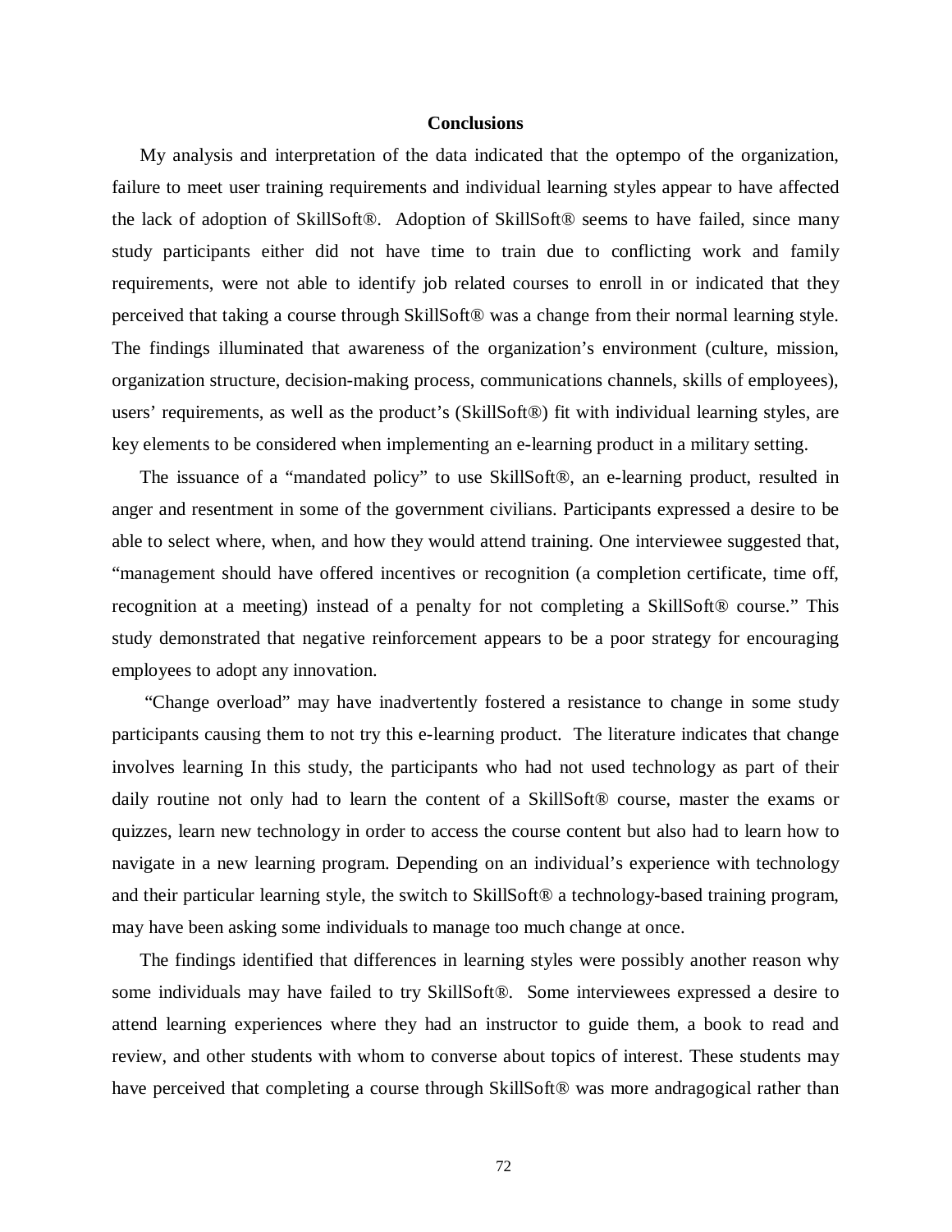## Conclusions

My analysis and interpretation of the data indicated that the optempo of the organization, failure to meet user training requirements and individual learning styles appear to have affected the lack of adoption of SkillSoft®. Adoption of SkillSoft® seems to have failed, since many study participants either did not have time to train due to conflicting work and family requirements, were not able to identify job related courses to enroll in or indicated that they perceived that taking a course through SkillSoft® was a change from their normal learning style. The findings illuminated that awareness of the organization's environment (culture, mission, organization structure, decision-making process, communications channels, skills of employees), users' requirements, as well as the product's (SkillSoft®) fit with individual learning styles, are key elements to be considered when implementing an e-learning product in a military setting.

The issuance of a "mandated policy" to use SkillSoft®, an e-learning product, resulted in anger and resentment in some of the government civilians. Participants expressed a desire to be able to select where, when, and how they would attend training. One interviewee suggested that, "management should have offered incentives or recognition (a completion certificate, time off, recognition at a meeting) instead of a penalty for not completing a SkillSoft® course." This study demonstrated that negative reinforcement appears to be a poor strategy for encouraging employees to adopt any innovation.

"Change overload" may have inadvertently fostered a resistance to change in some study participants causing them to not try this e-learning product. The literature indicates that change involves learning In this study, the participants who had not used technology as part of their daily routine not only had to learn the content of a SkillSoft® course, master the exams or quizzes, learn new technology in order to access the course content but also had to learn how to navigate in a new learning program. Depending on an individual's experience with technology and their particular learning style, the switch to SkillSoft® a technology-based training program, may have been asking some individuals to manage too much change at once.

The findings identified that differences in learning styles were possibly another reason why some individuals may have failed to try SkillSoft®. Some interviewees expressed a desire to attend learning experiences where they had an instructor to guide them, a book to read and review, and other students with whom to converse about topics of interest. These students may have perceived that completing a course through SkillSoft® was more andragogical rather than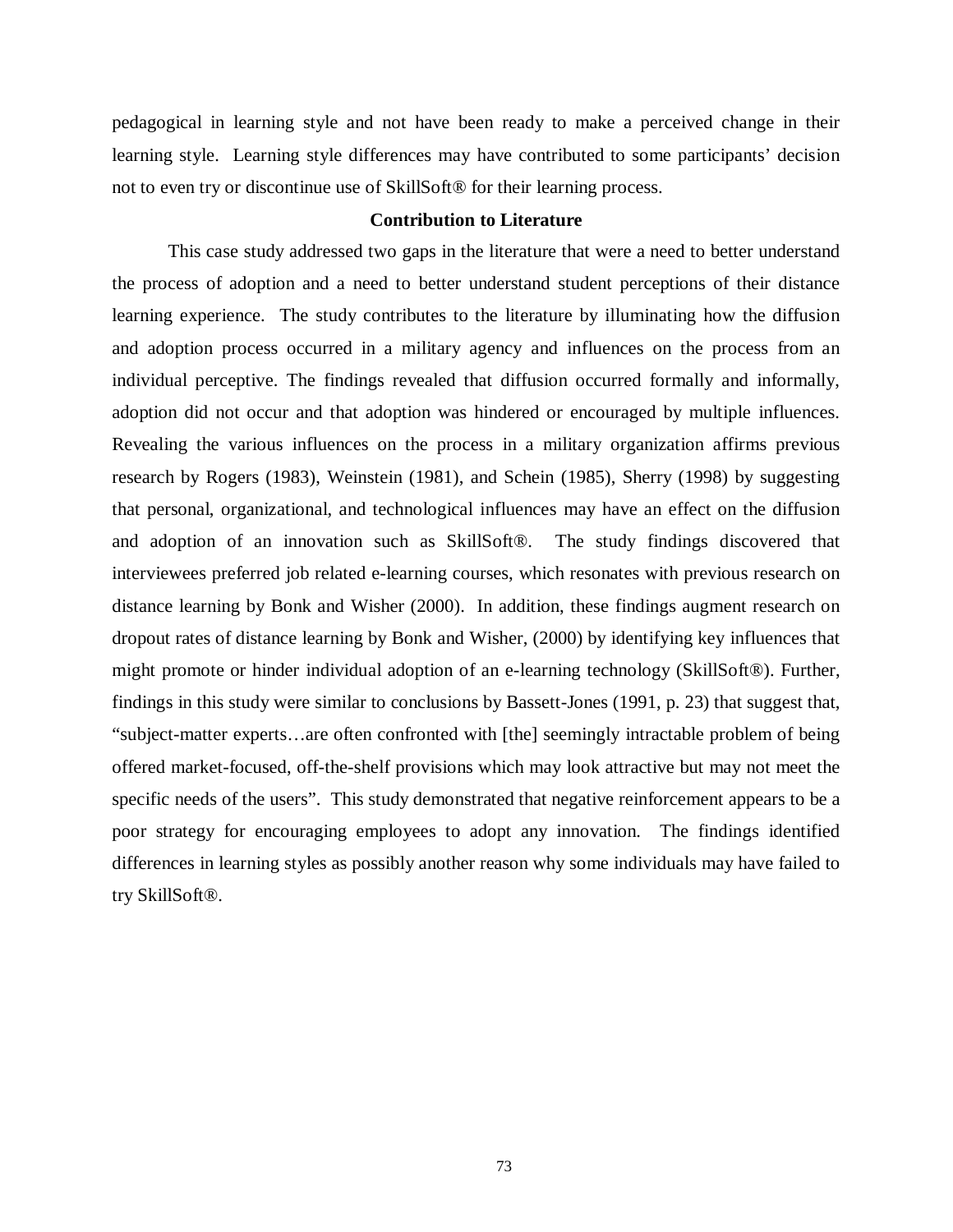pedagogical in learning style and not have been ready to make a perceived change in their learning style. Learning style differences may have contributed to some participants' decision not to even try or discontinue use of SkillSoft® for their learning process.

## Contribution to Literature

This case study addressed two gaps in the literature that were a need to better understand the process of adoption and a need to better understand student perceptions of their distance learning experience. The study contributes to the literature by illuminating how the diffusion and adoption process occurred in a military agency and influences on the process from an individual perceptive. The findings revealed that diffusion occurred formally and informally, adoption did not occur and that adoption was hindered or encouraged by multiple influences. Revealing the various influences on the process in a military organization affirms previous research by Rogers (1983), Weinstein (1981), and Schein (1985), Sherry (1998) by suggesting that personal, organizational, and technological influences may have an effect on the diffusion and adoption of an innovation such as SkillSoft®. The study findings discovered that interviewees preferred job related e-learning courses, which resonates with previous research on distance learning by Bonk and Wisher (2000). In addition, these findings augment research on dropout rates of distance learning by Bonk and Wisher, (2000) by identifying key influences that might promote or hinder individual adoption of an e-learning technology (SkillSoft®). Further, findings in this study were similar to conclusions by Bassett-Jones (1991, p. 23) that suggest that, "subject-matter experts…are often confronted with [the] seemingly intractable problem of being offered market-focused, off-the-shelf provisions which may look attractive but may not meet the specific needs of the users". This study demonstrated that negative reinforcement appears to be a poor strategy for encouraging employees to adopt any innovation. The findings identified differences in learning styles as possibly another reason why some individuals may have failed to try SkillSoft®.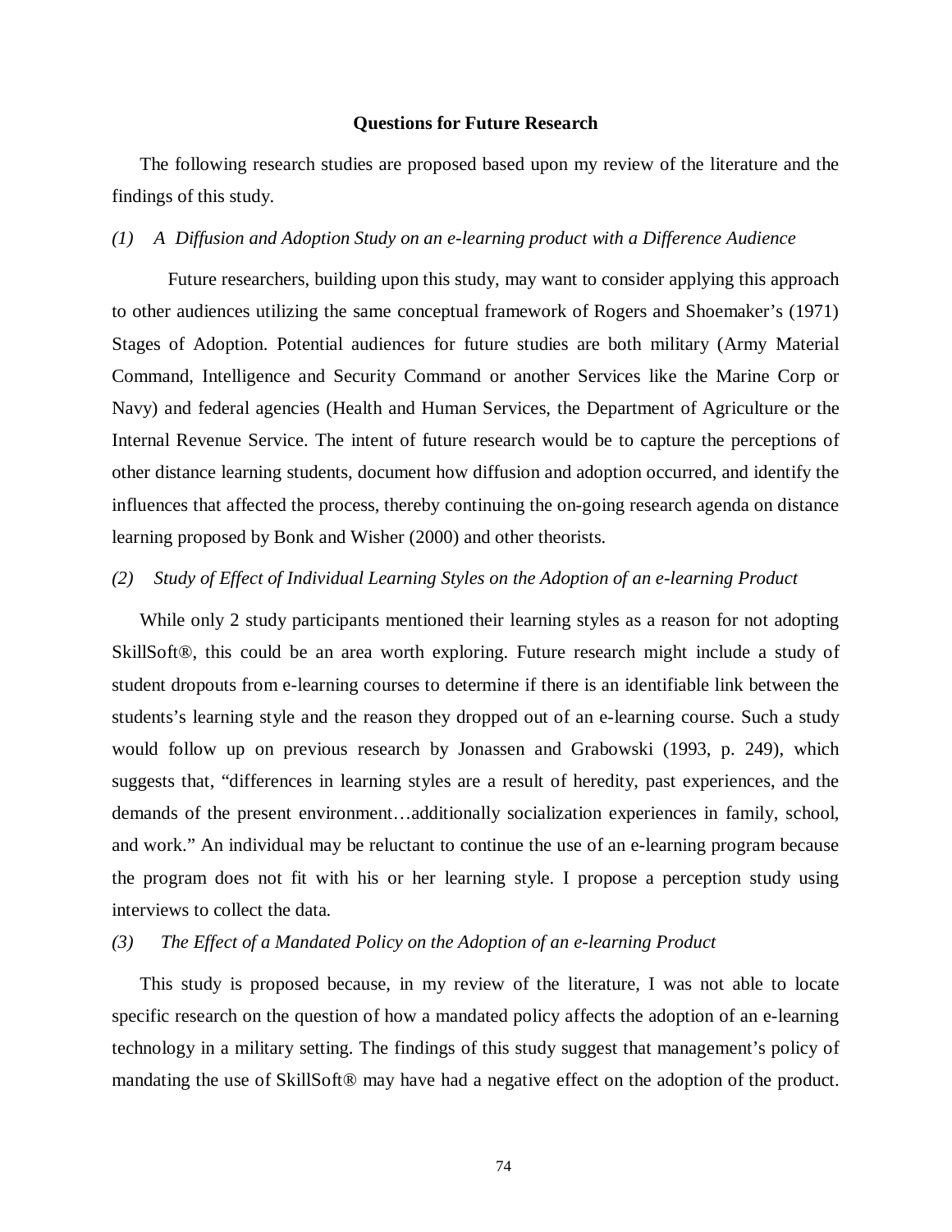## Questions for Future Research

The following research studies are proposed based upon my review of the literature and the findings of this study.

*(1) A Diffusion and Adoption Study on an e-learning product with a Difference Audience*

Future researchers, building upon this study, may want to consider applying this approach to other audiences utilizing the same conceptual framework of Rogers and Shoemaker's (1971) Stages of Adoption. Potential audiences for future studies are both military (Army Material Command, Intelligence and Security Command or another Services like the Marine Corp or Navy) and federal agencies (Health and Human Services, the Department of Agriculture or the Internal Revenue Service. The intent of future research would be to capture the perceptions of other distance learning students, document how diffusion and adoption occurred, and identify the influences that affected the process, thereby continuing the on-going research agenda on distance learning proposed by Bonk and Wisher (2000) and other theorists.

*(2) Study of Effect of Individual Learning Styles on the Adoption of an e-learning Product*

While only 2 study participants mentioned their learning styles as a reason for not adopting SkillSoft®, this could be an area worth exploring. Future research might include a study of student dropouts from e-learning courses to determine if there is an identifiable link between the students's learning style and the reason they dropped out of an e-learning course. Such a study would follow up on previous research by Jonassen and Grabowski (1993, p. 249), which suggests that, "differences in learning styles are a result of heredity, past experiences, and the demands of the present environment…additionally socialization experiences in family, school, and work." An individual may be reluctant to continue the use of an e-learning program because the program does not fit with his or her learning style. I propose a perception study using interviews to collect the data.

*(3) The Effect of a Mandated Policy on the Adoption of an e-learning Product*

This study is proposed because, in my review of the literature, I was not able to locate specific research on the question of how a mandated policy affects the adoption of an e-learning technology in a military setting. The findings of this study suggest that management's policy of mandating the use of SkillSoft® may have had a negative effect on the adoption of the product.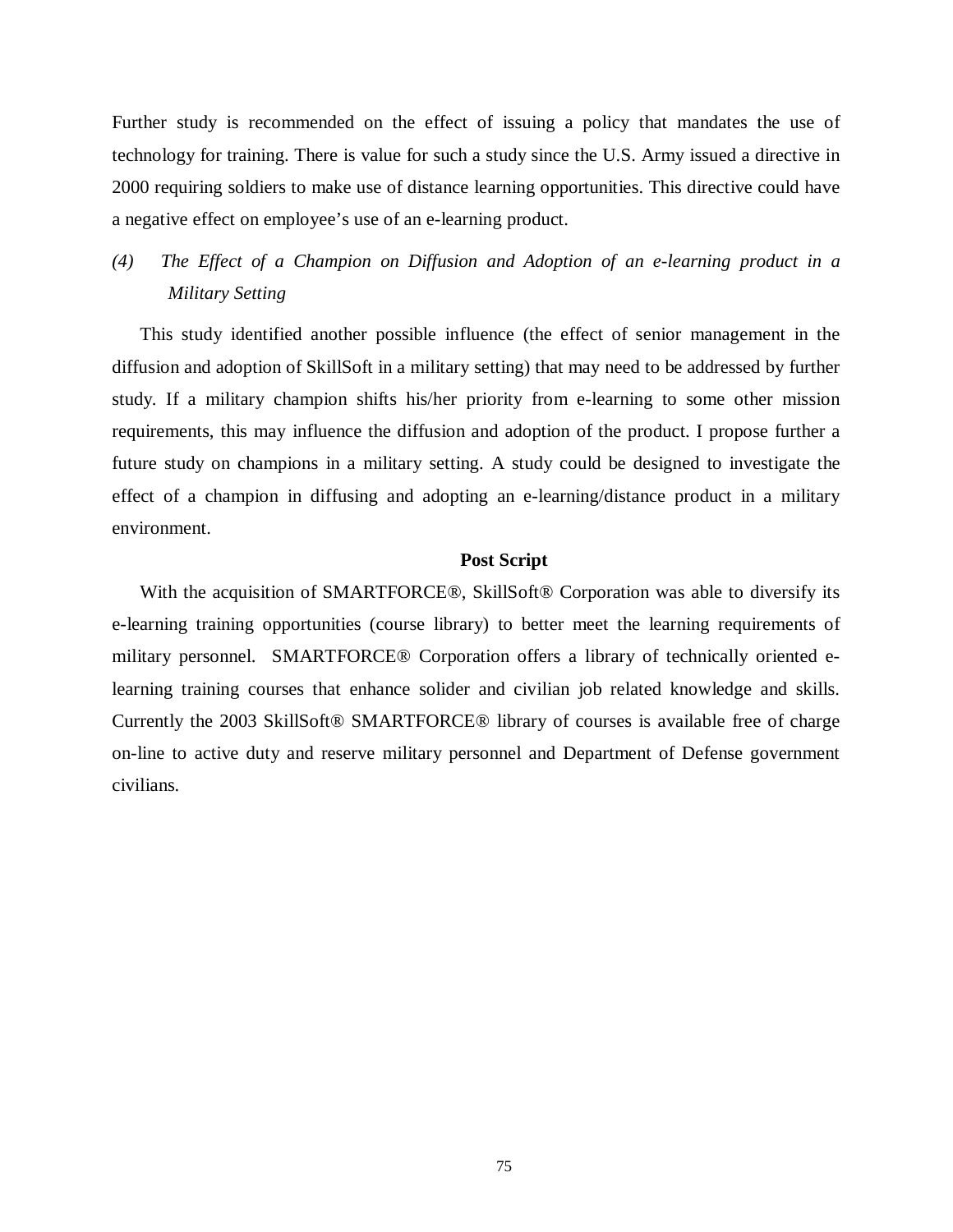Further study is recommended on the effect of issuing a policy that mandates the use of technology for training. There is value for such a study since the U.S. Army issued a directive in 2000 requiring soldiers to make use of distance learning opportunities. This directive could have a negative effect on employee's use of an e-learning product.

*(4) The Effect of a Champion on Diffusion and Adoption of an e-learning product in a Military Setting*

This study identified another possible influence (the effect of senior management in the diffusion and adoption of SkillSoft in a military setting) that may need to be addressed by further study. If a military champion shifts his/her priority from e-learning to some other mission requirements, this may influence the diffusion and adoption of the product. I propose further a future study on champions in a military setting. A study could be designed to investigate the effect of a champion in diffusing and adopting an e-learning/distance product in a military environment.

**Post Script**

With the acquisition of SMARTFORCE®, SkillSoft® Corporation was able to diversify its e-learning training opportunities (course library) to better meet the learning requirements of military personnel. SMARTFORCE® Corporation offers a library of technically oriented e-learning training courses that enhance solider and civilian job related knowledge and skills. Currently the 2003 SkillSoft® SMARTFORCE® library of courses is available free of charge on-line to active duty and reserve military personnel and Department of Defense government civilians.